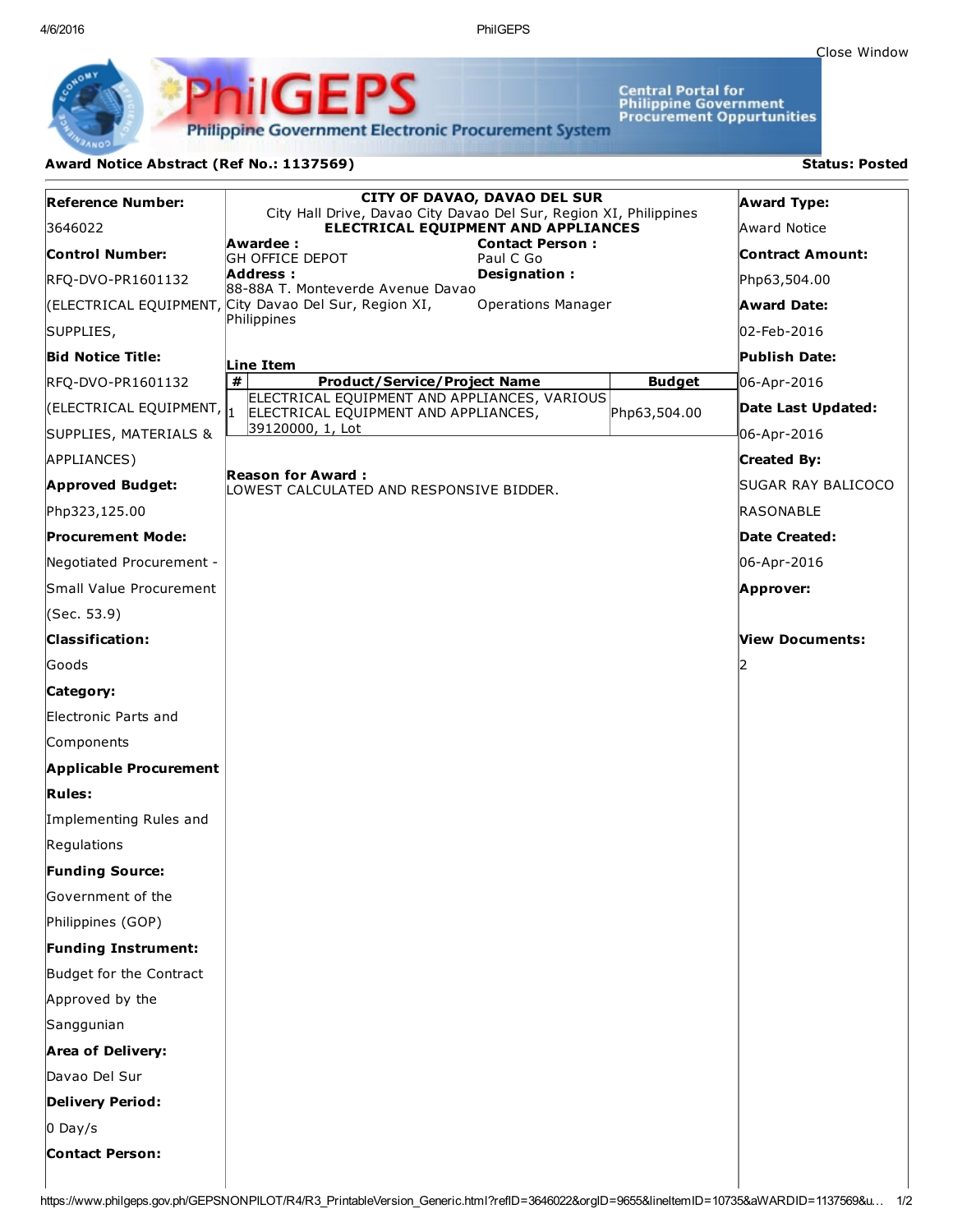Close Window

PhilGEPS
Philippine Government Electronic Procurement System

Central Portal for Philippine Government Procurement Oppurtunities

**Award Notice Abstract (Ref No.: 1137569)**

**Status: Posted**

**Reference Number:**
3646022

**Control Number:**
RFQ-DVO-PR1601132 (ELECTRICAL EQUIPMENT, SUPPLIES,

**Bid Notice Title:**
RFQ-DVO-PR1601132 (ELECTRICAL EQUIPMENT, SUPPLIES, MATERIALS & APPLIANCES)

**Approved Budget:**
Php323,125.00

**Procurement Mode:**
Negotiated Procurement - Small Value Procurement (Sec. 53.9)

**Classification:**
Goods

**Category:**
Electronic Parts and Components

**Applicable Procurement Rules:**
Implementing Rules and Regulations

**Funding Source:**
Government of the Philippines (GOP)

**Funding Instrument:**
Budget for the Contract Approved by the Sanggunian

**Area of Delivery:**
Davao Del Sur

**Delivery Period:**
0 Day/s

**Contact Person:**

**CITY OF DAVAO, DAVAO DEL SUR**
City Hall Drive, Davao City Davao Del Sur, Region XI, Philippines
**ELECTRICAL EQUIPMENT AND APPLIANCES**

**Awardee :**
GH OFFICE DEPOT

**Address :**
88-88A T. Monteverde Avenue Davao City Davao Del Sur, Region XI, Philippines

**Contact Person :**
Paul C Go

**Designation :**
Operations Manager

**Line Item**

| # | Product/Service/Project Name | Budget |
|---|---|---|
| 1 | ELECTRICAL EQUIPMENT AND APPLIANCES, VARIOUS ELECTRICAL EQUIPMENT AND APPLIANCES, 39120000, 1, Lot | Php63,504.00 |

**Reason for Award :**
LOWEST CALCULATED AND RESPONSIVE BIDDER.

**Award Type:**
Award Notice

**Contract Amount:**
Php63,504.00

**Award Date:**
02-Feb-2016

**Publish Date:**
06-Apr-2016

**Date Last Updated:**
06-Apr-2016

**Created By:**
SUGAR RAY BALICOCO RASONABLE

**Date Created:**
06-Apr-2016

**Approver:**

**View Documents:**
2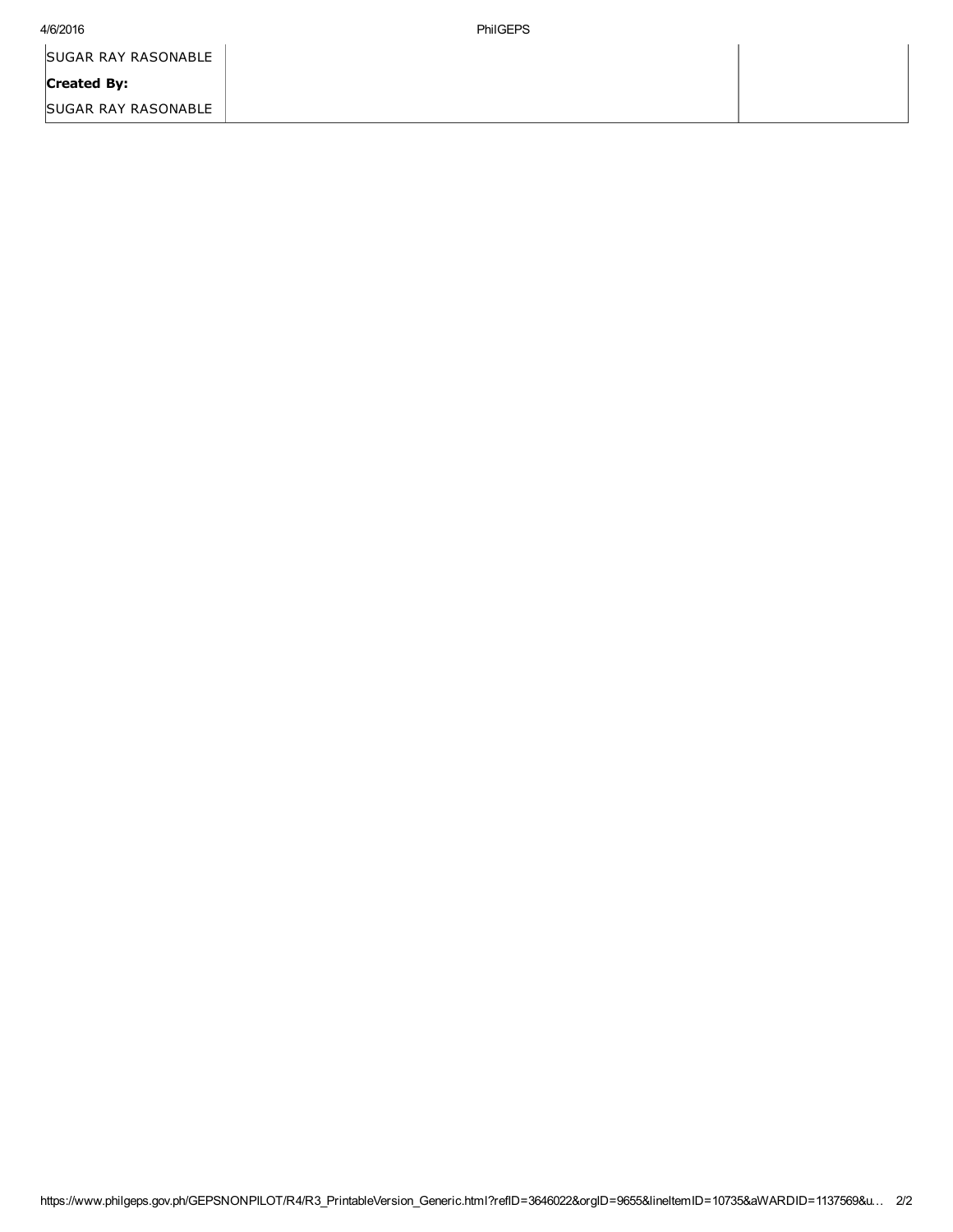| | | |
|---|---|---|
| SUGAR RAY RASONABLE | | |
| **Created By:** | | |
| SUGAR RAY RASONABLE | | |